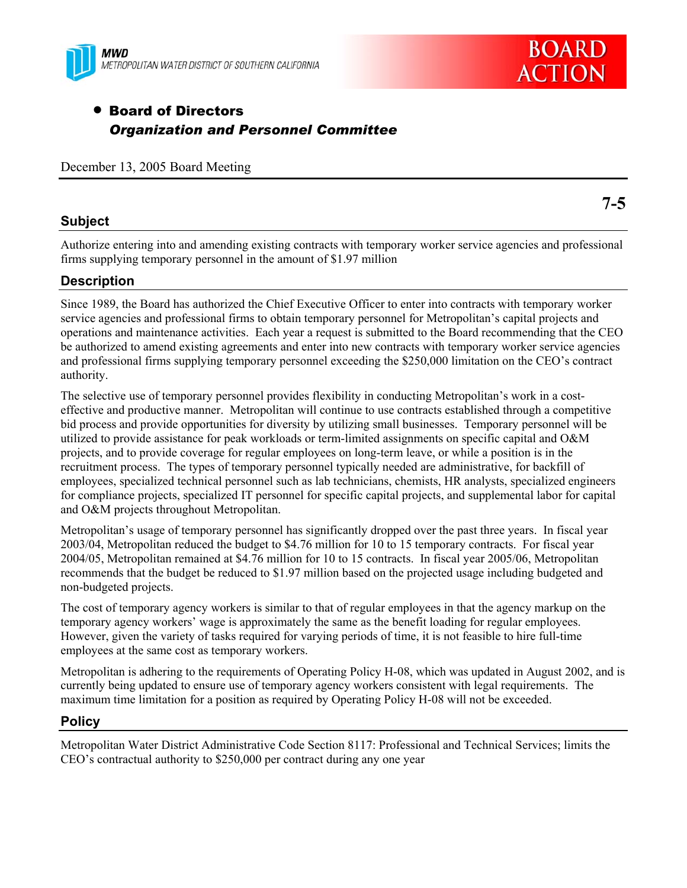MWD
METROPOLITAN WATER DISTRICT OF SOUTHERN CALIFORNIA

**BOARD ACTION**

- **Board of Directors**
  ***Organization and Personnel Committee***

December 13, 2005 Board Meeting

**7-5**

## Subject

Authorize entering into and amending existing contracts with temporary worker service agencies and professional firms supplying temporary personnel in the amount of $1.97 million

## Description

Since 1989, the Board has authorized the Chief Executive Officer to enter into contracts with temporary worker service agencies and professional firms to obtain temporary personnel for Metropolitan's capital projects and operations and maintenance activities. Each year a request is submitted to the Board recommending that the CEO be authorized to amend existing agreements and enter into new contracts with temporary worker service agencies and professional firms supplying temporary personnel exceeding the $250,000 limitation on the CEO's contract authority.

The selective use of temporary personnel provides flexibility in conducting Metropolitan's work in a cost-effective and productive manner. Metropolitan will continue to use contracts established through a competitive bid process and provide opportunities for diversity by utilizing small businesses. Temporary personnel will be utilized to provide assistance for peak workloads or term-limited assignments on specific capital and O&M projects, and to provide coverage for regular employees on long-term leave, or while a position is in the recruitment process. The types of temporary personnel typically needed are administrative, for backfill of employees, specialized technical personnel such as lab technicians, chemists, HR analysts, specialized engineers for compliance projects, specialized IT personnel for specific capital projects, and supplemental labor for capital and O&M projects throughout Metropolitan.

Metropolitan's usage of temporary personnel has significantly dropped over the past three years. In fiscal year 2003/04, Metropolitan reduced the budget to $4.76 million for 10 to 15 temporary contracts. For fiscal year 2004/05, Metropolitan remained at $4.76 million for 10 to 15 contracts. In fiscal year 2005/06, Metropolitan recommends that the budget be reduced to $1.97 million based on the projected usage including budgeted and non-budgeted projects.

The cost of temporary agency workers is similar to that of regular employees in that the agency markup on the temporary agency workers' wage is approximately the same as the benefit loading for regular employees. However, given the variety of tasks required for varying periods of time, it is not feasible to hire full-time employees at the same cost as temporary workers.

Metropolitan is adhering to the requirements of Operating Policy H-08, which was updated in August 2002, and is currently being updated to ensure use of temporary agency workers consistent with legal requirements. The maximum time limitation for a position as required by Operating Policy H-08 will not be exceeded.

## Policy

Metropolitan Water District Administrative Code Section 8117: Professional and Technical Services; limits the CEO's contractual authority to $250,000 per contract during any one year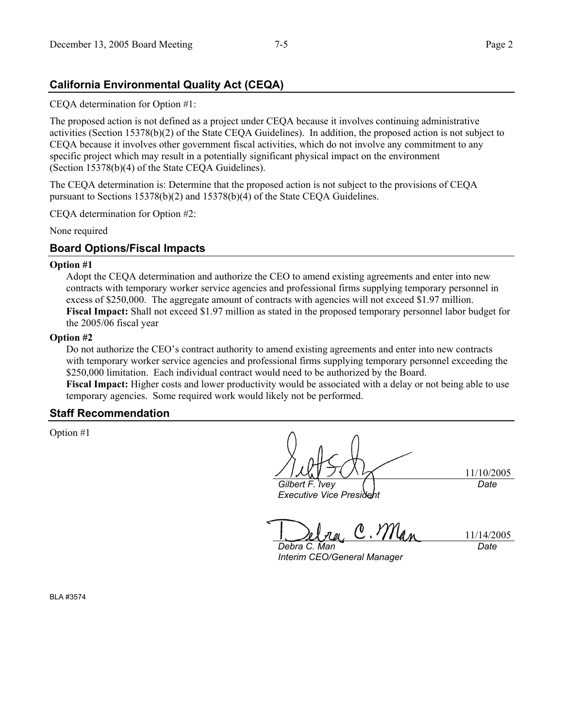## California Environmental Quality Act (CEQA)

CEQA determination for Option #1:

The proposed action is not defined as a project under CEQA because it involves continuing administrative activities (Section 15378(b)(2) of the State CEQA Guidelines). In addition, the proposed action is not subject to CEQA because it involves other government fiscal activities, which do not involve any commitment to any specific project which may result in a potentially significant physical impact on the environment (Section 15378(b)(4) of the State CEQA Guidelines).

The CEQA determination is: Determine that the proposed action is not subject to the provisions of CEQA pursuant to Sections 15378(b)(2) and 15378(b)(4) of the State CEQA Guidelines.

CEQA determination for Option #2:

None required

## Board Options/Fiscal Impacts

**Option #1**

Adopt the CEQA determination and authorize the CEO to amend existing agreements and enter into new contracts with temporary worker service agencies and professional firms supplying temporary personnel in excess of $250,000. The aggregate amount of contracts with agencies will not exceed $1.97 million.
**Fiscal Impact:** Shall not exceed $1.97 million as stated in the proposed temporary personnel labor budget for the 2005/06 fiscal year

**Option #2**

Do not authorize the CEO's contract authority to amend existing agreements and enter into new contracts with temporary worker service agencies and professional firms supplying temporary personnel exceeding the $250,000 limitation. Each individual contract would need to be authorized by the Board.
**Fiscal Impact:** Higher costs and lower productivity would be associated with a delay or not being able to use temporary agencies. Some required work would likely not be performed.

## Staff Recommendation

Option #1

*Gilbert F. Ivey* — 11/10/2005
*Executive Vice President* — *Date*

*Debra C. Man* — 11/14/2005
*Interim CEO/General Manager* — *Date*

BLA #3574